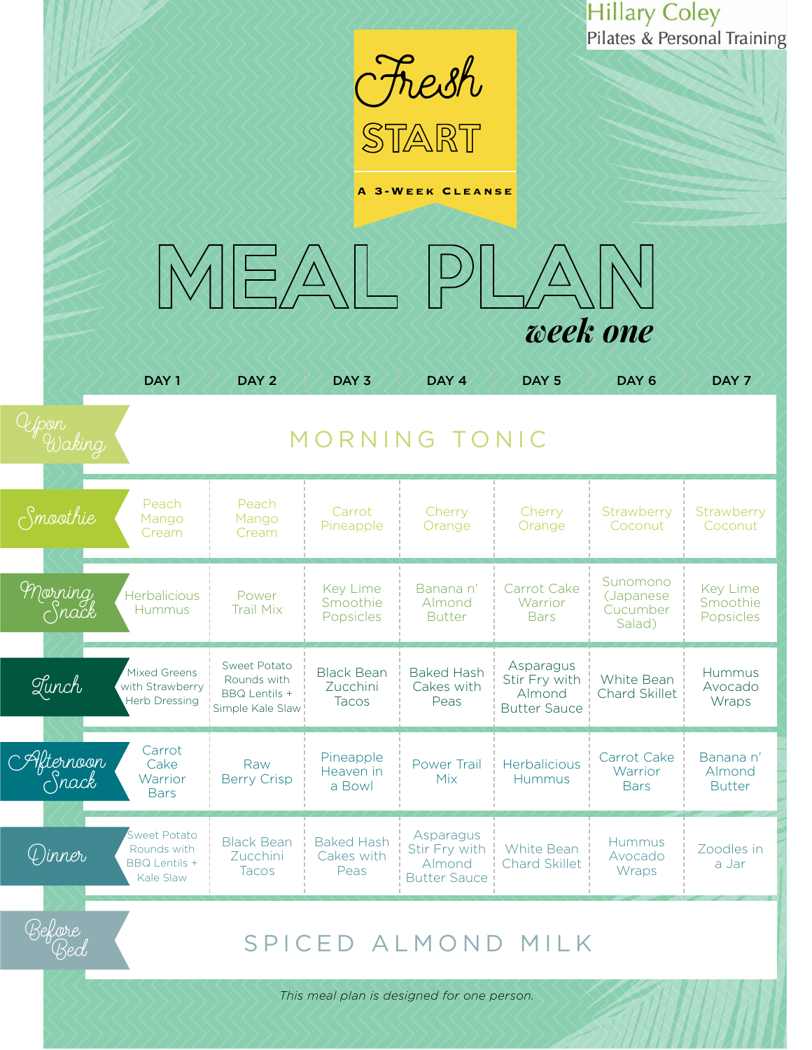Hillary Coley
Pilates & Personal Training

# Fresh START

A 3-WEEK CLEANSE

# MEAL PLAN

## *week one*

| | DAY 1 | DAY 2 | DAY 3 | DAY 4 | DAY 5 | DAY 6 | DAY 7 |
|---|---|---|---|---|---|---|---|
| Upon Waking | MORNING TONIC | | | | | | |
| Smoothie | Peach Mango Cream | Peach Mango Cream | Carrot Pineapple | Cherry Orange | Cherry Orange | Strawberry Coconut | Strawberry Coconut |
| Morning Snack | Herbalicious Hummus | Power Trail Mix | Key Lime Smoothie Popsicles | Banana n' Almond Butter | Carrot Cake Warrior Bars | Sunomono (Japanese Cucumber Salad) | Key Lime Smoothie Popsicles |
| Lunch | Mixed Greens with Strawberry Herb Dressing | Sweet Potato Rounds with BBQ Lentils + Simple Kale Slaw | Black Bean Zucchini Tacos | Baked Hash Cakes with Peas | Asparagus Stir Fry with Almond Butter Sauce | White Bean Chard Skillet | Hummus Avocado Wraps |
| Afternoon Snack | Carrot Cake Warrior Bars | Raw Berry Crisp | Pineapple Heaven in a Bowl | Power Trail Mix | Herbalicious Hummus | Carrot Cake Warrior Bars | Banana n' Almond Butter |
| Dinner | Sweet Potato Rounds with BBQ Lentils + Kale Slaw | Black Bean Zucchini Tacos | Baked Hash Cakes with Peas | Asparagus Stir Fry with Almond Butter Sauce | White Bean Chard Skillet | Hummus Avocado Wraps | Zoodles in a Jar |
| Before Bed | SPICED ALMOND MILK | | | | | | |

*This meal plan is designed for one person.*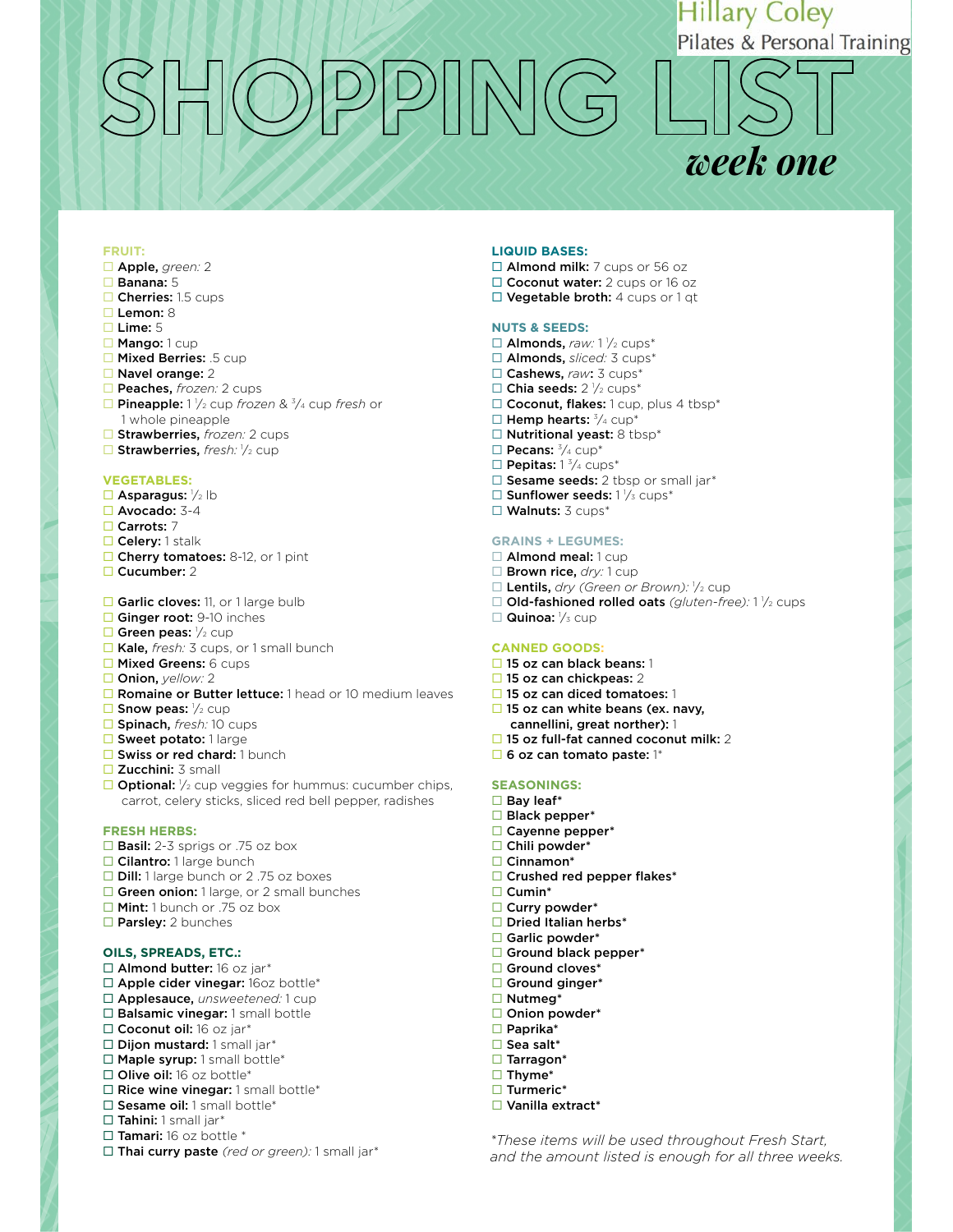Hillary Coley
Pilates & Personal Training

# SHOPPING LIST

## *week one*

### FRUIT:

- ☐ **Apple,** *green:* 2
- ☐ **Banana:** 5
- ☐ **Cherries:** 1.5 cups
- ☐ **Lemon:** 8
- ☐ **Lime:** 5
- ☐ **Mango:** 1 cup
- ☐ **Mixed Berries:** .5 cup
- ☐ **Navel orange:** 2
- ☐ **Peaches,** *frozen:* 2 cups
- ☐ **Pineapple:** 1 1/2 cup *frozen* & 3/4 cup *fresh* or 1 whole pineapple
- ☐ **Strawberries,** *frozen:* 2 cups
- ☐ **Strawberries,** *fresh:* 1/2 cup

### VEGETABLES:

- ☐ **Asparagus:** 1/2 lb
- ☐ **Avocado:** 3-4
- ☐ **Carrots:** 7
- ☐ **Celery:** 1 stalk
- ☐ **Cherry tomatoes:** 8-12, or 1 pint
- ☐ **Cucumber:** 2
- ☐ **Garlic cloves:** 11, or 1 large bulb
- ☐ **Ginger root:** 9-10 inches
- ☐ **Green peas:** 1/2 cup
- ☐ **Kale,** *fresh:* 3 cups, or 1 small bunch
- ☐ **Mixed Greens:** 6 cups
- ☐ **Onion,** *yellow:* 2
- ☐ **Romaine or Butter lettuce:** 1 head or 10 medium leaves
- ☐ **Snow peas:** 1/2 cup
- ☐ **Spinach,** *fresh:* 10 cups
- ☐ **Sweet potato:** 1 large
- ☐ **Swiss or red chard:** 1 bunch
- ☐ **Zucchini:** 3 small
- ☐ **Optional:** 1/2 cup veggies for hummus: cucumber chips, carrot, celery sticks, sliced red bell pepper, radishes

### FRESH HERBS:

- ☐ **Basil:** 2-3 sprigs or .75 oz box
- ☐ **Cilantro:** 1 large bunch
- ☐ **Dill:** 1 large bunch or 2 .75 oz boxes
- ☐ **Green onion:** 1 large, or 2 small bunches
- ☐ **Mint:** 1 bunch or .75 oz box
- ☐ **Parsley:** 2 bunches

### OILS, SPREADS, ETC.:

- ☐ **Almond butter:** 16 oz jar*
- ☐ **Apple cider vinegar:** 16oz bottle*
- ☐ **Applesauce,** *unsweetened:* 1 cup
- ☐ **Balsamic vinegar:** 1 small bottle
- ☐ **Coconut oil:** 16 oz jar*
- ☐ **Dijon mustard:** 1 small jar*
- ☐ **Maple syrup:** 1 small bottle*
- ☐ **Olive oil:** 16 oz bottle*
- ☐ **Rice wine vinegar:** 1 small bottle*
- ☐ **Sesame oil:** 1 small bottle*
- ☐ **Tahini:** 1 small jar*
- ☐ **Tamari:** 16 oz bottle *
- ☐ **Thai curry paste** *(red or green):* 1 small jar*

### LIQUID BASES:

- ☐ **Almond milk:** 7 cups or 56 oz
- ☐ **Coconut water:** 2 cups or 16 oz
- ☐ **Vegetable broth:** 4 cups or 1 qt

### NUTS & SEEDS:

- ☐ **Almonds,** *raw:* 1 1/2 cups*
- ☐ **Almonds,** *sliced:* 3 cups*
- ☐ **Cashews,** *raw*: 3 cups*
- ☐ **Chia seeds:** 2 1/2 cups*
- ☐ **Coconut, flakes:** 1 cup, plus 4 tbsp*
- ☐ **Hemp hearts:** 3/4 cup*
- ☐ **Nutritional yeast:** 8 tbsp*
- ☐ **Pecans:** 3/4 cup*
- ☐ **Pepitas:** 1 3/4 cups*
- ☐ **Sesame seeds:** 2 tbsp or small jar*
- ☐ **Sunflower seeds:** 1 1/3 cups*
- ☐ **Walnuts:** 3 cups*

### GRAINS + LEGUMES:

- ☐ **Almond meal:** 1 cup
- ☐ **Brown rice,** *dry:* 1 cup
- ☐ **Lentils,** *dry (Green or Brown):* 1/2 cup
- ☐ **Old-fashioned rolled oats** *(gluten-free):* 1 1/2 cups
- ☐ **Quinoa:** 1/3 cup

### CANNED GOODS:

- ☐ **15 oz can black beans:** 1
- ☐ **15 oz can chickpeas:** 2
- ☐ **15 oz can diced tomatoes:** 1
- ☐ **15 oz can white beans (ex. navy, cannellini, great norther):** 1
- ☐ **15 oz full-fat canned coconut milk:** 2
- ☐ **6 oz can tomato paste:** 1*

### SEASONINGS:

- ☐ **Bay leaf***
- ☐ **Black pepper***
- ☐ **Cayenne pepper***
- ☐ **Chili powder***
- ☐ **Cinnamon***
- ☐ **Crushed red pepper flakes***
- ☐ **Cumin***
- ☐ **Curry powder***
- ☐ **Dried Italian herbs***
- ☐ **Garlic powder***
- ☐ **Ground black pepper***
- ☐ **Ground cloves***
- ☐ **Ground ginger***
- ☐ **Nutmeg***
- ☐ **Onion powder***
- ☐ **Paprika***
- ☐ **Sea salt***
- ☐ **Tarragon***
- ☐ **Thyme***
- ☐ **Turmeric***
- ☐ **Vanilla extract***

*\*These items will be used throughout Fresh Start, and the amount listed is enough for all three weeks.*